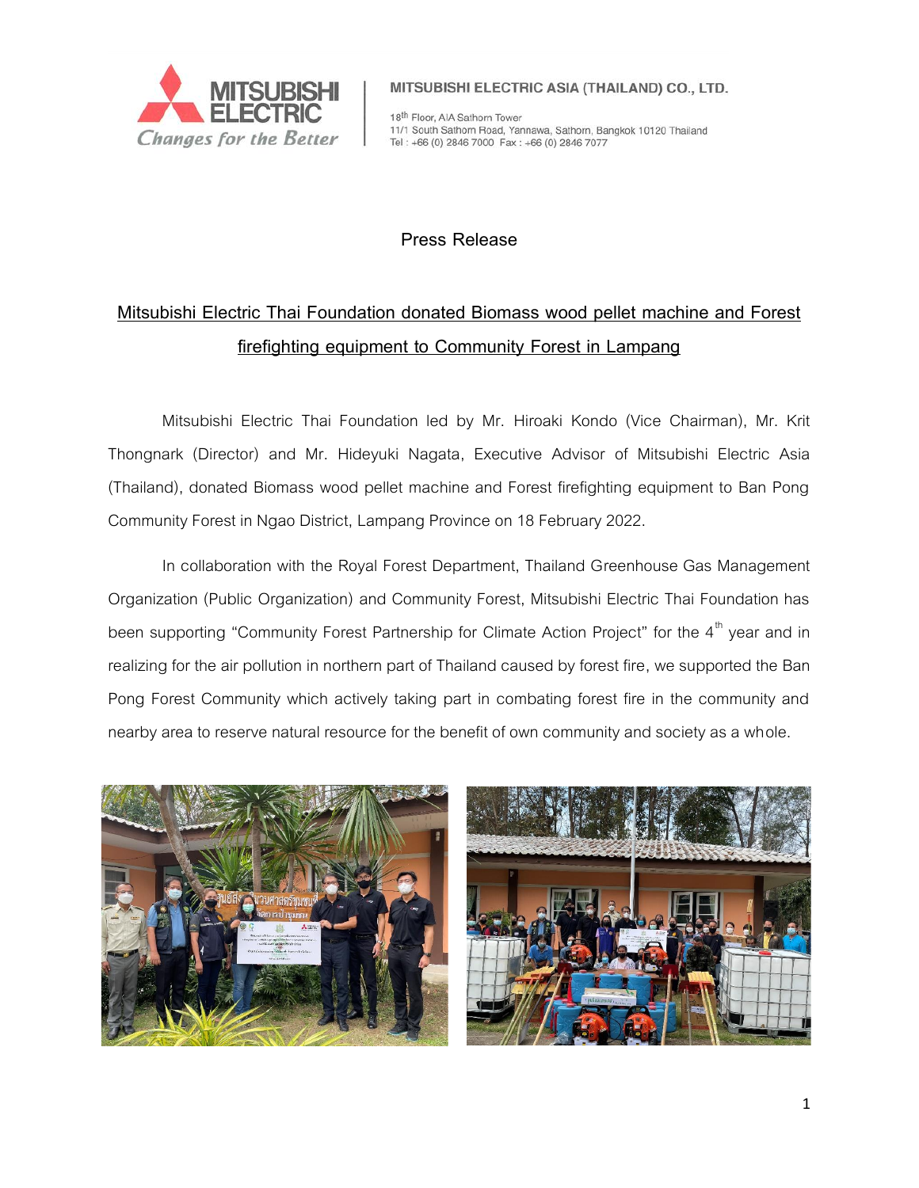MITSUBISHI ELECTRIC ASIA (THAILAND) CO., LTD.

18th Floor, AIA Sathorn Tower
11/1 South Sathorn Road, Yannawa, Sathorn, Bangkok 10120 Thailand
Tel : +66 (0) 2846 7000 Fax : +66 (0) 2846 7077

Press Release

# Mitsubishi Electric Thai Foundation donated Biomass wood pellet machine and Forest firefighting equipment to Community Forest in Lampang

Mitsubishi Electric Thai Foundation led by Mr. Hiroaki Kondo (Vice Chairman), Mr. Krit Thongnark (Director) and Mr. Hideyuki Nagata, Executive Advisor of Mitsubishi Electric Asia (Thailand), donated Biomass wood pellet machine and Forest firefighting equipment to Ban Pong Community Forest in Ngao District, Lampang Province on 18 February 2022.

In collaboration with the Royal Forest Department, Thailand Greenhouse Gas Management Organization (Public Organization) and Community Forest, Mitsubishi Electric Thai Foundation has been supporting "Community Forest Partnership for Climate Action Project" for the 4th year and in realizing for the air pollution in northern part of Thailand caused by forest fire, we supported the Ban Pong Forest Community which actively taking part in combating forest fire in the community and nearby area to reserve natural resource for the benefit of own community and society as a whole.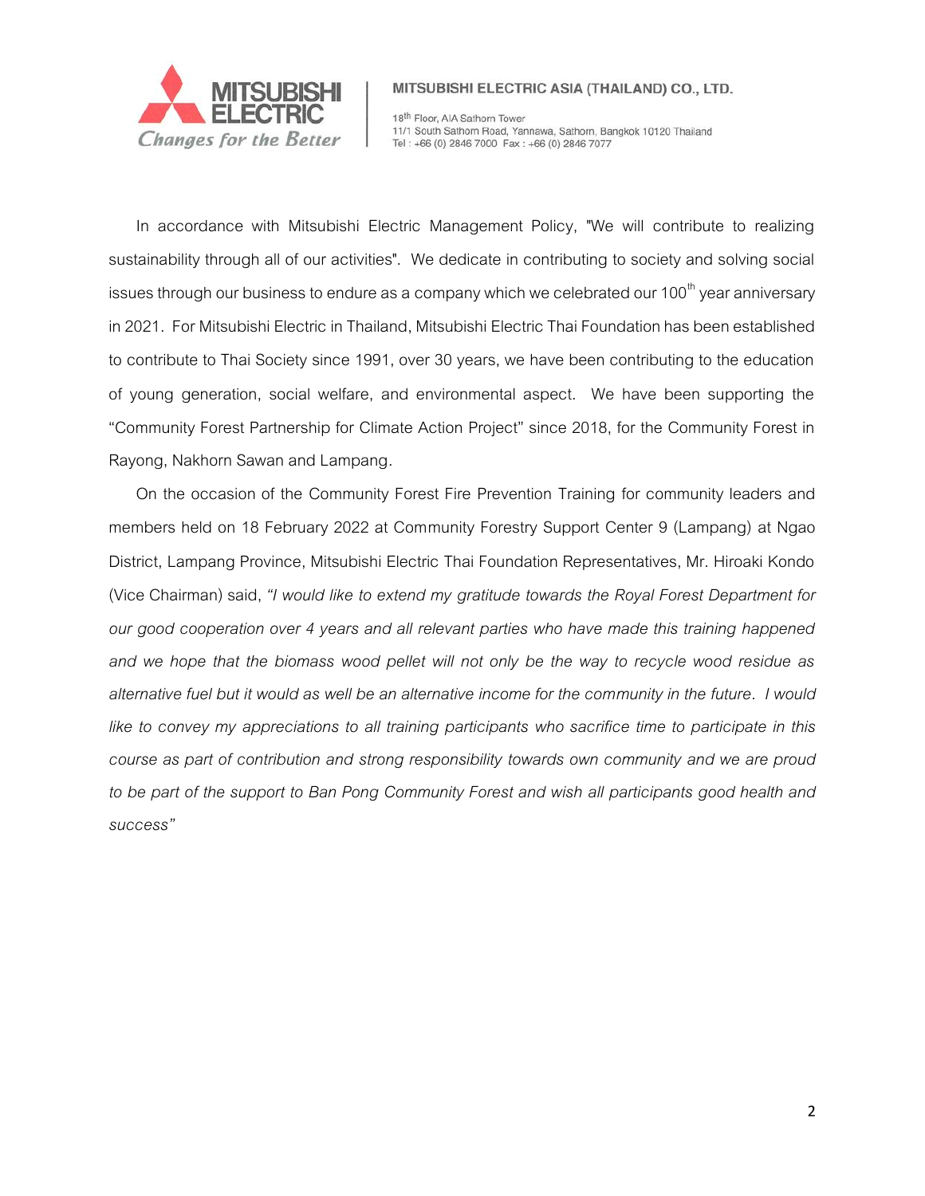In accordance with Mitsubishi Electric Management Policy, "We will contribute to realizing sustainability through all of our activities". We dedicate in contributing to society and solving social issues through our business to endure as a company which we celebrated our 100th year anniversary in 2021. For Mitsubishi Electric in Thailand, Mitsubishi Electric Thai Foundation has been established to contribute to Thai Society since 1991, over 30 years, we have been contributing to the education of young generation, social welfare, and environmental aspect. We have been supporting the "Community Forest Partnership for Climate Action Project" since 2018, for the Community Forest in Rayong, Nakhorn Sawan and Lampang.

On the occasion of the Community Forest Fire Prevention Training for community leaders and members held on 18 February 2022 at Community Forestry Support Center 9 (Lampang) at Ngao District, Lampang Province, Mitsubishi Electric Thai Foundation Representatives, Mr. Hiroaki Kondo (Vice Chairman) said, *"I would like to extend my gratitude towards the Royal Forest Department for our good cooperation over 4 years and all relevant parties who have made this training happened and we hope that the biomass wood pellet will not only be the way to recycle wood residue as alternative fuel but it would as well be an alternative income for the community in the future. I would like to convey my appreciations to all training participants who sacrifice time to participate in this course as part of contribution and strong responsibility towards own community and we are proud to be part of the support to Ban Pong Community Forest and wish all participants good health and success"*